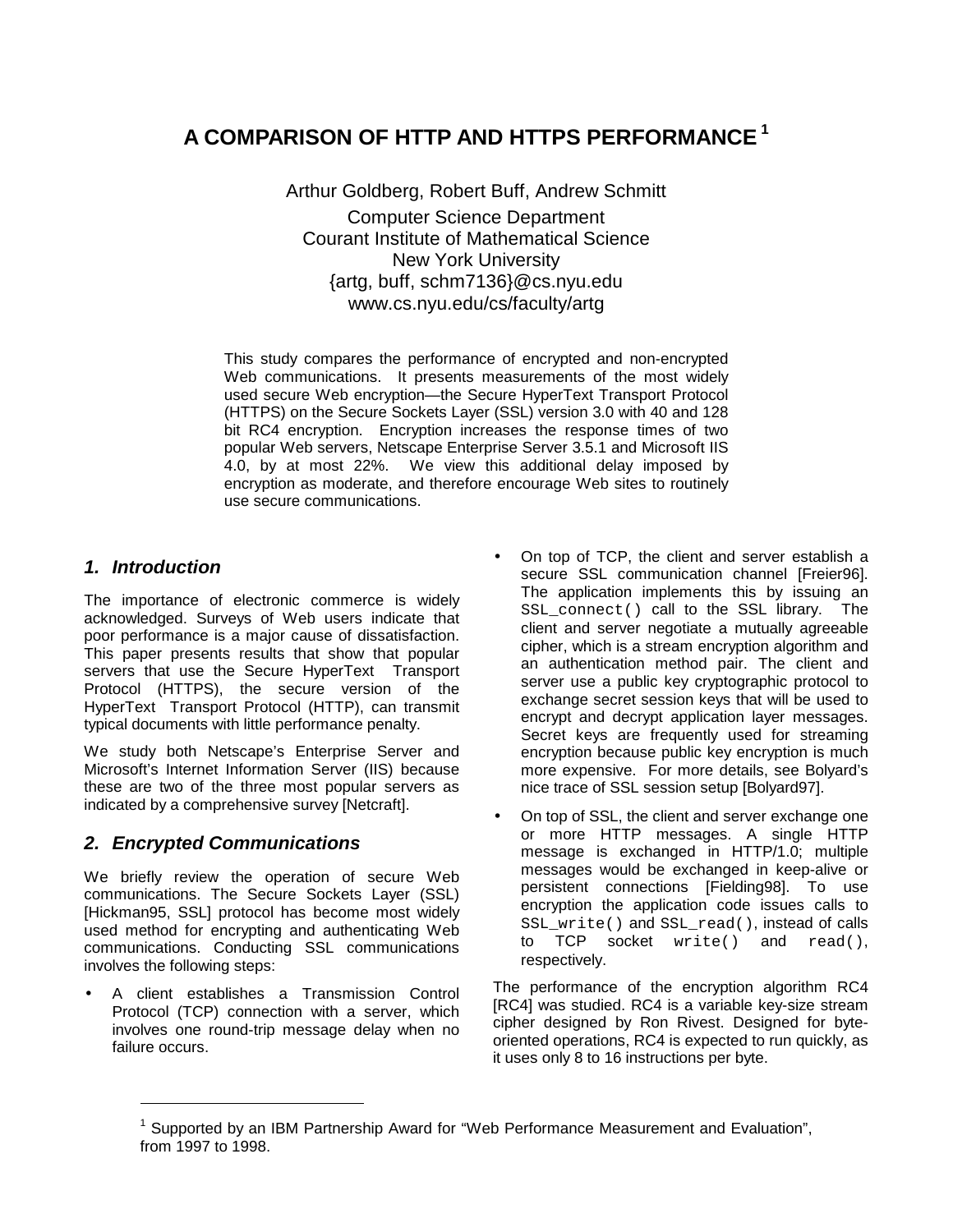# A COMPARISON OF HTTP AND HTTPS PERFORMANCE [1]

Arthur Goldberg, Robert Buff, Andrew Schmitt

Computer Science Department
Courant Institute of Mathematical Science
New York University
{artg, buff, schm7136}@cs.nyu.edu
www.cs.nyu.edu/cs/faculty/artg

This study compares the performance of encrypted and non-encrypted Web communications. It presents measurements of the most widely used secure Web encryption—the Secure HyperText Transport Protocol (HTTPS) on the Secure Sockets Layer (SSL) version 3.0 with 40 and 128 bit RC4 encryption. Encryption increases the response times of two popular Web servers, Netscape Enterprise Server 3.5.1 and Microsoft IIS 4.0, by at most 22%. We view this additional delay imposed by encryption as moderate, and therefore encourage Web sites to routinely use secure communications.

## *1. Introduction*

The importance of electronic commerce is widely acknowledged. Surveys of Web users indicate that poor performance is a major cause of dissatisfaction. This paper presents results that show that popular servers that use the Secure HyperText Transport Protocol (HTTPS), the secure version of the HyperText Transport Protocol (HTTP), can transmit typical documents with little performance penalty.

We study both Netscape's Enterprise Server and Microsoft's Internet Information Server (IIS) because these are two of the three most popular servers as indicated by a comprehensive survey [Netcraft].

## *2. Encrypted Communications*

We briefly review the operation of secure Web communications. The Secure Sockets Layer (SSL) [Hickman95, SSL] protocol has become most widely used method for encrypting and authenticating Web communications. Conducting SSL communications involves the following steps:

- A client establishes a Transmission Control Protocol (TCP) connection with a server, which involves one round-trip message delay when no failure occurs.
- On top of TCP, the client and server establish a secure SSL communication channel [Freier96]. The application implements this by issuing an `SSL_connect()` call to the SSL library. The client and server negotiate a mutually agreeable cipher, which is a stream encryption algorithm and an authentication method pair. The client and server use a public key cryptographic protocol to exchange secret session keys that will be used to encrypt and decrypt application layer messages. Secret keys are frequently used for streaming encryption because public key encryption is much more expensive. For more details, see Bolyard's nice trace of SSL session setup [Bolyard97].
- On top of SSL, the client and server exchange one or more HTTP messages. A single HTTP message is exchanged in HTTP/1.0; multiple messages would be exchanged in keep-alive or persistent connections [Fielding98]. To use encryption the application code issues calls to `SSL_write()` and `SSL_read()`, instead of calls to TCP socket `write()` and `read()`, respectively.

The performance of the encryption algorithm RC4 [RC4] was studied. RC4 is a variable key-size stream cipher designed by Ron Rivest. Designed for byte-oriented operations, RC4 is expected to run quickly, as it uses only 8 to 16 instructions per byte.

---

[1] Supported by an IBM Partnership Award for "Web Performance Measurement and Evaluation", from 1997 to 1998.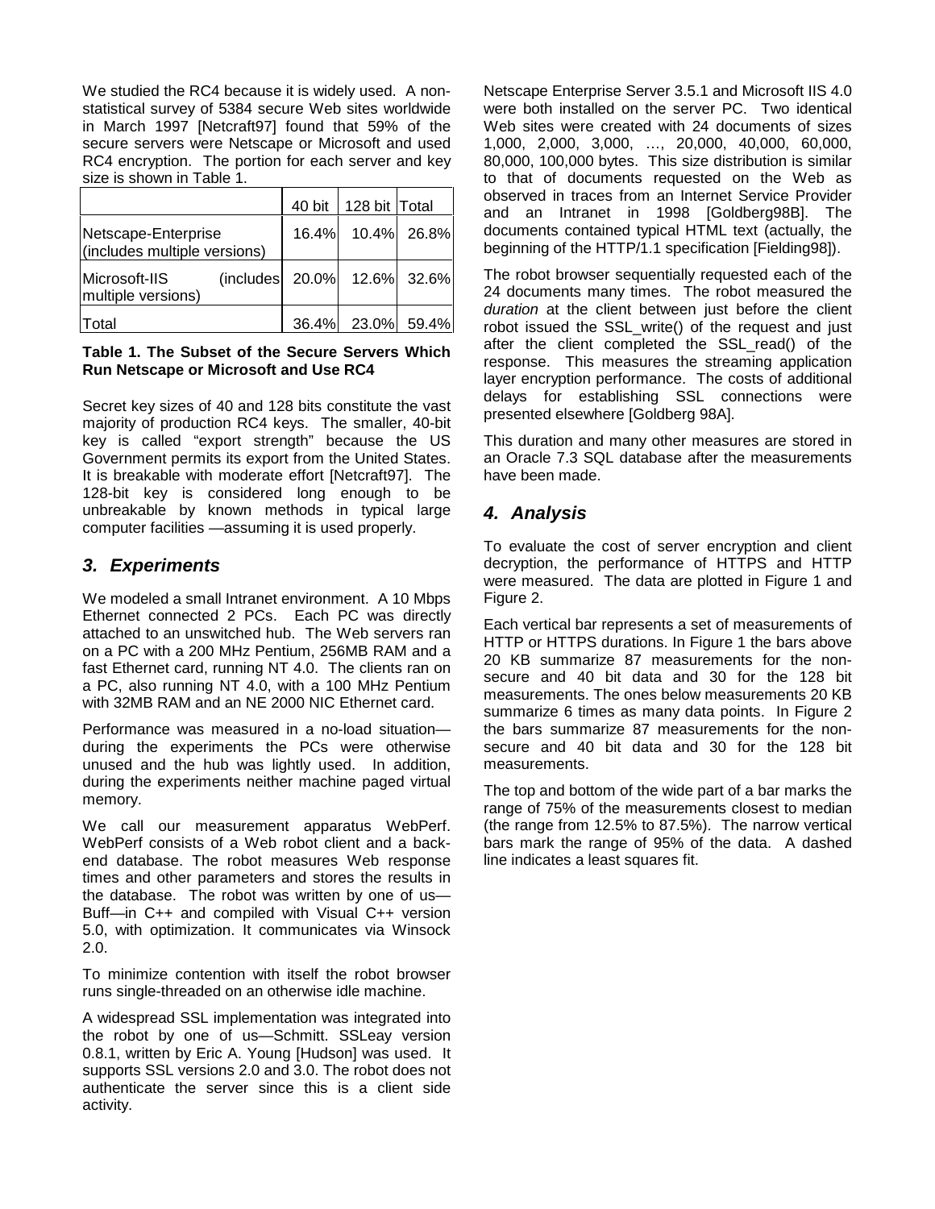We studied the RC4 because it is widely used. A non-statistical survey of 5384 secure Web sites worldwide in March 1997 [Netcraft97] found that 59% of the secure servers were Netscape or Microsoft and used RC4 encryption. The portion for each server and key size is shown in Table 1.

| | 40 bit | 128 bit | Total |
|---|---|---|---|
| Netscape-Enterprise (includes multiple versions) | 16.4% | 10.4% | 26.8% |
| Microsoft-IIS (includes multiple versions) | 20.0% | 12.6% | 32.6% |
| Total | 36.4% | 23.0% | 59.4% |

**Table 1. The Subset of the Secure Servers Which Run Netscape or Microsoft and Use RC4**

Secret key sizes of 40 and 128 bits constitute the vast majority of production RC4 keys. The smaller, 40-bit key is called "export strength" because the US Government permits its export from the United States. It is breakable with moderate effort [Netcraft97]. The 128-bit key is considered long enough to be unbreakable by known methods in typical large computer facilities —assuming it is used properly.

## *3. Experiments*

We modeled a small Intranet environment. A 10 Mbps Ethernet connected 2 PCs. Each PC was directly attached to an unswitched hub. The Web servers ran on a PC with a 200 MHz Pentium, 256MB RAM and a fast Ethernet card, running NT 4.0. The clients ran on a PC, also running NT 4.0, with a 100 MHz Pentium with 32MB RAM and an NE 2000 NIC Ethernet card.

Performance was measured in a no-load situation—during the experiments the PCs were otherwise unused and the hub was lightly used. In addition, during the experiments neither machine paged virtual memory.

We call our measurement apparatus WebPerf. WebPerf consists of a Web robot client and a back-end database. The robot measures Web response times and other parameters and stores the results in the database. The robot was written by one of us—Buff—in C++ and compiled with Visual C++ version 5.0, with optimization. It communicates via Winsock 2.0.

To minimize contention with itself the robot browser runs single-threaded on an otherwise idle machine.

A widespread SSL implementation was integrated into the robot by one of us—Schmitt. SSLeay version 0.8.1, written by Eric A. Young [Hudson] was used. It supports SSL versions 2.0 and 3.0. The robot does not authenticate the server since this is a client side activity.

Netscape Enterprise Server 3.5.1 and Microsoft IIS 4.0 were both installed on the server PC. Two identical Web sites were created with 24 documents of sizes 1,000, 2,000, 3,000, …, 20,000, 40,000, 60,000, 80,000, 100,000 bytes. This size distribution is similar to that of documents requested on the Web as observed in traces from an Internet Service Provider and an Intranet in 1998 [Goldberg98B]. The documents contained typical HTML text (actually, the beginning of the HTTP/1.1 specification [Fielding98]).

The robot browser sequentially requested each of the 24 documents many times. The robot measured the *duration* at the client between just before the client robot issued the SSL_write() of the request and just after the client completed the SSL_read() of the response. This measures the streaming application layer encryption performance. The costs of additional delays for establishing SSL connections were presented elsewhere [Goldberg 98A].

This duration and many other measures are stored in an Oracle 7.3 SQL database after the measurements have been made.

## *4. Analysis*

To evaluate the cost of server encryption and client decryption, the performance of HTTPS and HTTP were measured. The data are plotted in Figure 1 and Figure 2.

Each vertical bar represents a set of measurements of HTTP or HTTPS durations. In Figure 1 the bars above 20 KB summarize 87 measurements for the non-secure and 40 bit data and 30 for the 128 bit measurements. The ones below measurements 20 KB summarize 6 times as many data points. In Figure 2 the bars summarize 87 measurements for the non-secure and 40 bit data and 30 for the 128 bit measurements.

The top and bottom of the wide part of a bar marks the range of 75% of the measurements closest to median (the range from 12.5% to 87.5%). The narrow vertical bars mark the range of 95% of the data. A dashed line indicates a least squares fit.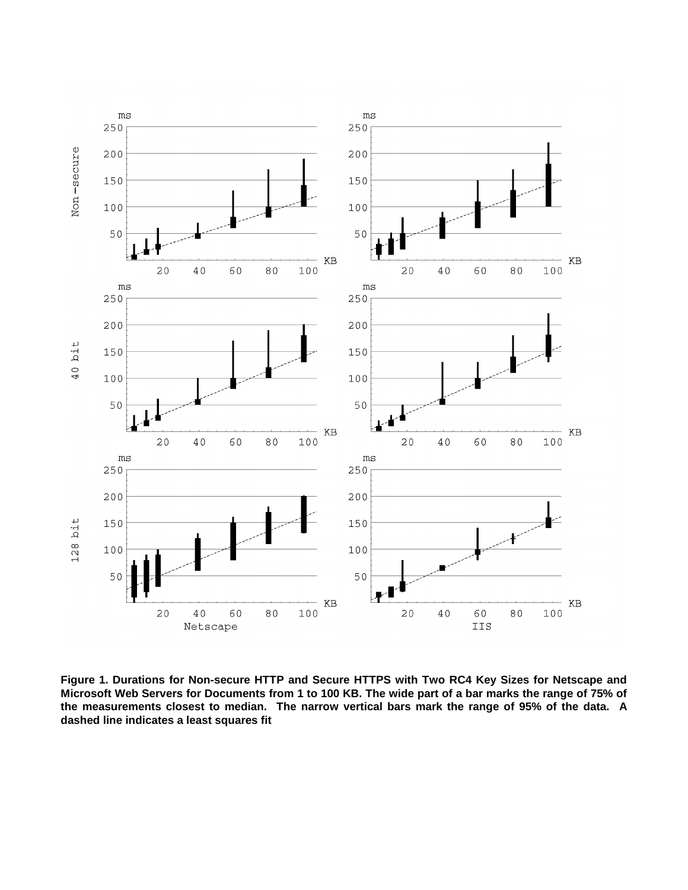**Figure 1. Durations for Non-secure HTTP and Secure HTTPS with Two RC4 Key Sizes for Netscape and Microsoft Web Servers for Documents from 1 to 100 KB. The wide part of a bar marks the range of 75% of the measurements closest to median. The narrow vertical bars mark the range of 95% of the data. A dashed line indicates a least squares fit**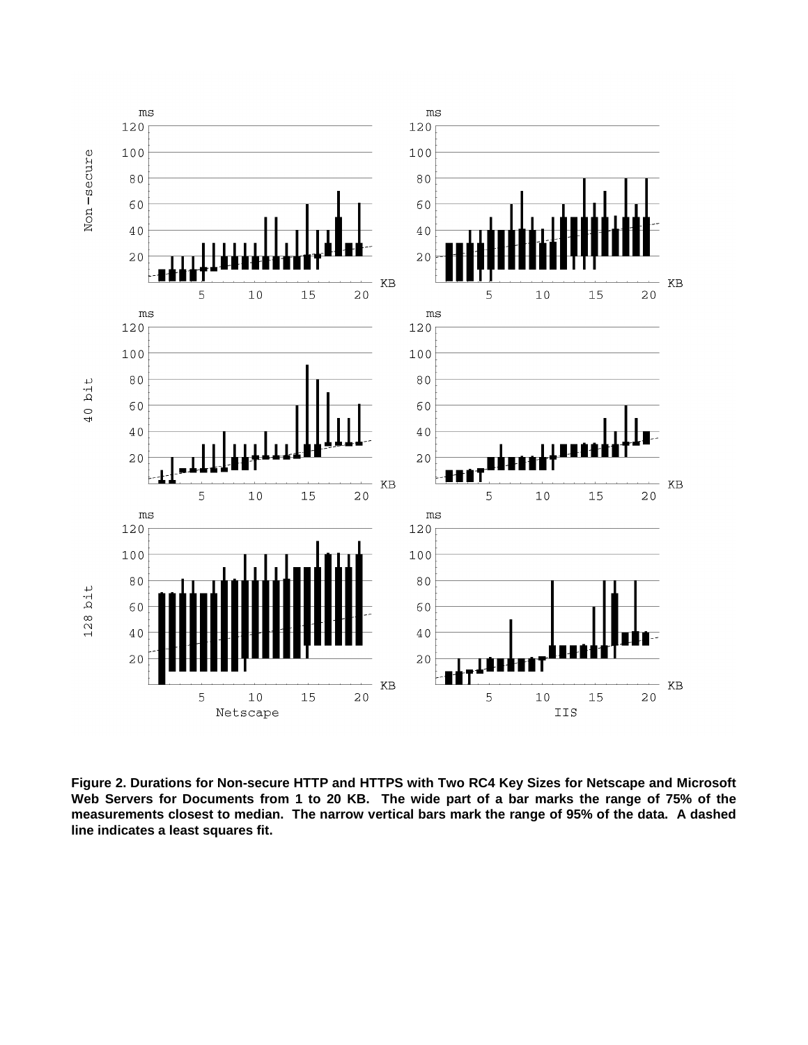**Figure 2. Durations for Non-secure HTTP and HTTPS with Two RC4 Key Sizes for Netscape and Microsoft Web Servers for Documents from 1 to 20 KB. The wide part of a bar marks the range of 75% of the measurements closest to median. The narrow vertical bars mark the range of 95% of the data. A dashed line indicates a least squares fit.**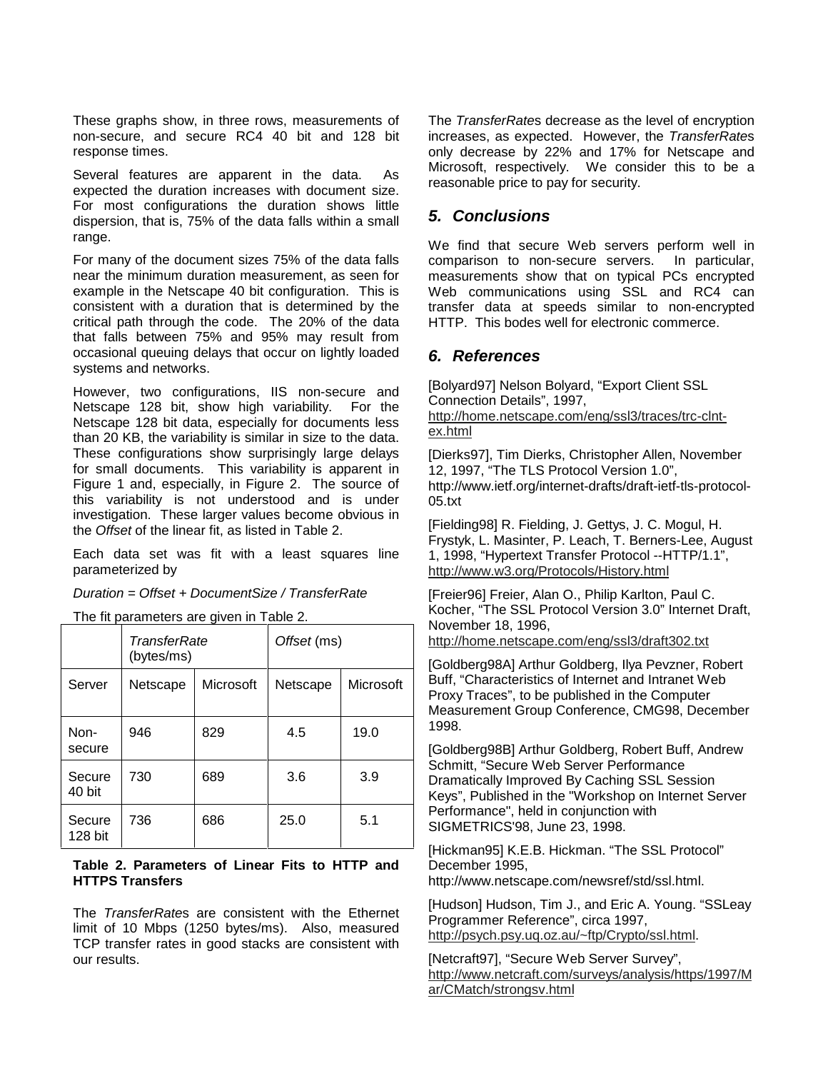These graphs show, in three rows, measurements of non-secure, and secure RC4 40 bit and 128 bit response times.

Several features are apparent in the data. As expected the duration increases with document size. For most configurations the duration shows little dispersion, that is, 75% of the data falls within a small range.

For many of the document sizes 75% of the data falls near the minimum duration measurement, as seen for example in the Netscape 40 bit configuration. This is consistent with a duration that is determined by the critical path through the code. The 20% of the data that falls between 75% and 95% may result from occasional queuing delays that occur on lightly loaded systems and networks.

However, two configurations, IIS non-secure and Netscape 128 bit, show high variability. For the Netscape 128 bit data, especially for documents less than 20 KB, the variability is similar in size to the data. These configurations show surprisingly large delays for small documents. This variability is apparent in Figure 1 and, especially, in Figure 2. The source of this variability is not understood and is under investigation. These larger values become obvious in the *Offset* of the linear fit, as listed in Table 2.

Each data set was fit with a least squares line parameterized by

*Duration = Offset + DocumentSize / TransferRate*

The fit parameters are given in Table 2.

| | *TransferRate* (bytes/ms) | | *Offset* (ms) | |
|---|---|---|---|---|
| Server | Netscape | Microsoft | Netscape | Microsoft |
| Non-secure | 946 | 829 | 4.5 | 19.0 |
| Secure 40 bit | 730 | 689 | 3.6 | 3.9 |
| Secure 128 bit | 736 | 686 | 25.0 | 5.1 |

**Table 2. Parameters of Linear Fits to HTTP and HTTPS Transfers**

The *TransferRate*s are consistent with the Ethernet limit of 10 Mbps (1250 bytes/ms). Also, measured TCP transfer rates in good stacks are consistent with our results.

The *TransferRate*s decrease as the level of encryption increases, as expected. However, the *TransferRate*s only decrease by 22% and 17% for Netscape and Microsoft, respectively. We consider this to be a reasonable price to pay for security.

## *5. Conclusions*

We find that secure Web servers perform well in comparison to non-secure servers. In particular, measurements show that on typical PCs encrypted Web communications using SSL and RC4 can transfer data at speeds similar to non-encrypted HTTP. This bodes well for electronic commerce.

## *6. References*

[Bolyard97] Nelson Bolyard, "Export Client SSL Connection Details", 1997, http://home.netscape.com/eng/ssl3/traces/trc-clnt-ex.html

[Dierks97], Tim Dierks, Christopher Allen, November 12, 1997, "The TLS Protocol Version 1.0", http://www.ietf.org/internet-drafts/draft-ietf-tls-protocol-05.txt

[Fielding98] R. Fielding, J. Gettys, J. C. Mogul, H. Frystyk, L. Masinter, P. Leach, T. Berners-Lee, August 1, 1998, "Hypertext Transfer Protocol --HTTP/1.1", http://www.w3.org/Protocols/History.html

[Freier96] Freier, Alan O., Philip Karlton, Paul C. Kocher, "The SSL Protocol Version 3.0" Internet Draft, November 18, 1996, http://home.netscape.com/eng/ssl3/draft302.txt

[Goldberg98A] Arthur Goldberg, Ilya Pevzner, Robert Buff, "Characteristics of Internet and Intranet Web Proxy Traces", to be published in the Computer Measurement Group Conference, CMG98, December 1998.

[Goldberg98B] Arthur Goldberg, Robert Buff, Andrew Schmitt, "Secure Web Server Performance Dramatically Improved By Caching SSL Session Keys", Published in the "Workshop on Internet Server Performance", held in conjunction with SIGMETRICS'98, June 23, 1998.

[Hickman95] K.E.B. Hickman. "The SSL Protocol" December 1995, http://www.netscape.com/newsref/std/ssl.html.

[Hudson] Hudson, Tim J., and Eric A. Young. "SSLeay Programmer Reference", circa 1997, http://psych.psy.uq.oz.au/~ftp/Crypto/ssl.html.

[Netcraft97], "Secure Web Server Survey", http://www.netcraft.com/surveys/analysis/https/1997/Mar/CMatch/strongsv.html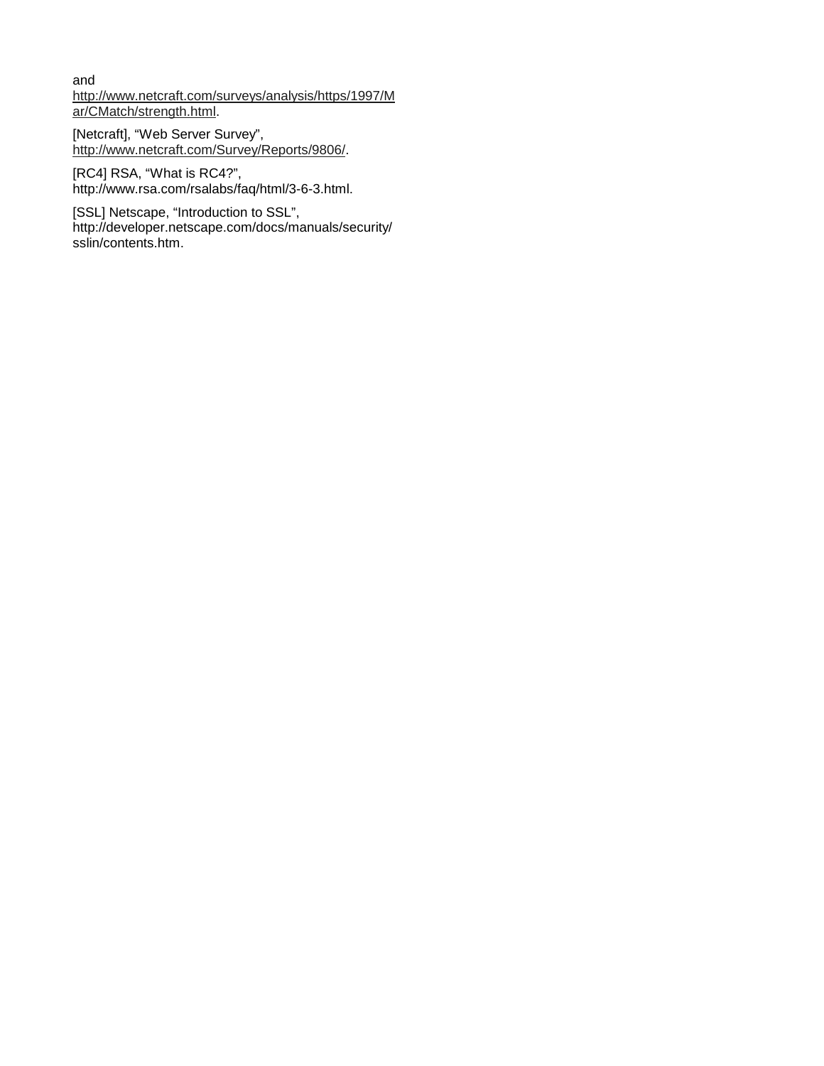and
http://www.netcraft.com/surveys/analysis/https/1997/Mar/CMatch/strength.html.

[Netcraft], "Web Server Survey", http://www.netcraft.com/Survey/Reports/9806/.

[RC4] RSA, "What is RC4?", http://www.rsa.com/rsalabs/faq/html/3-6-3.html.

[SSL] Netscape, "Introduction to SSL", http://developer.netscape.com/docs/manuals/security/sslin/contents.htm.